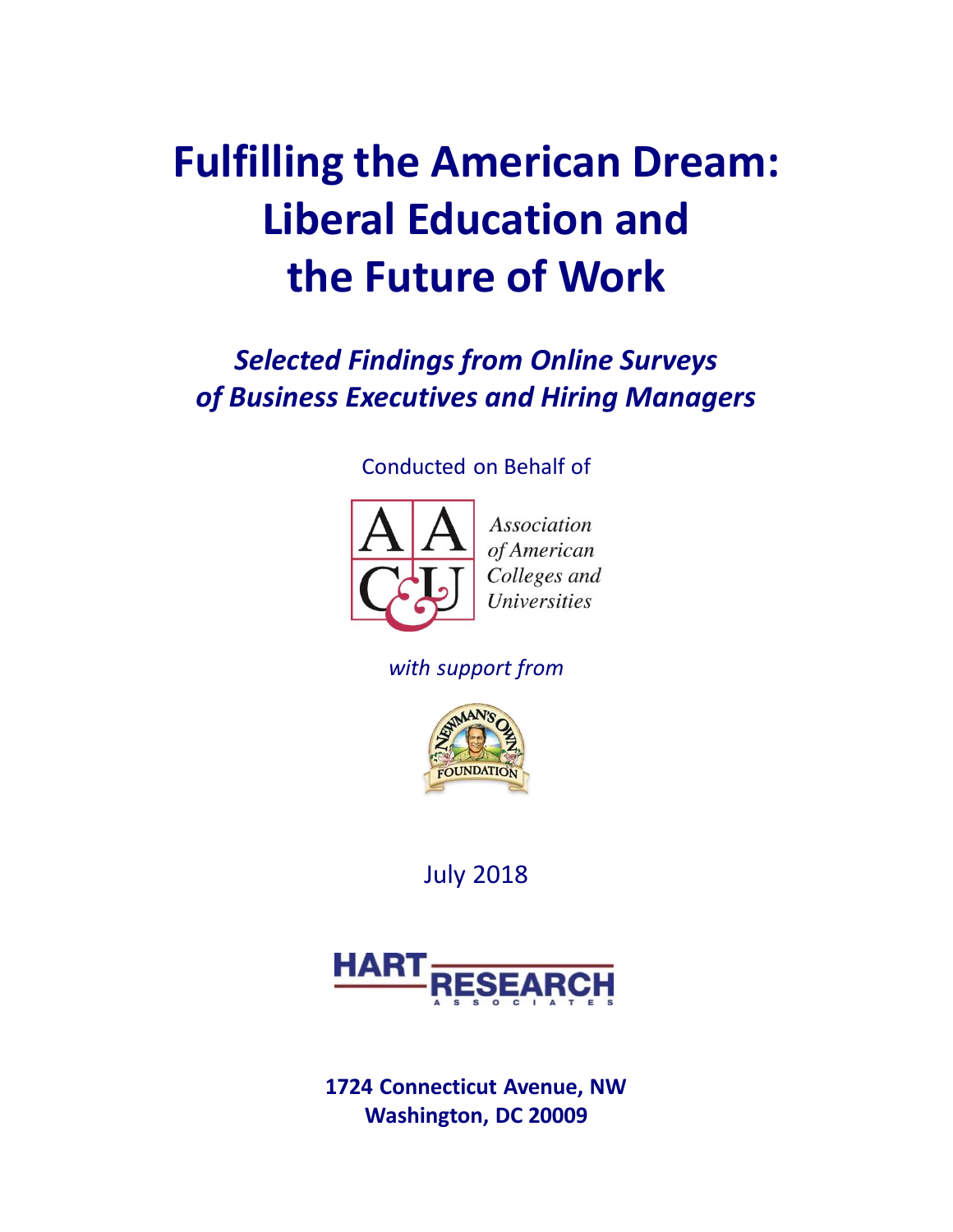# Fulfilling the American Dream: Liberal Education and the Future of Work

## *Selected Findings from Online Surveys of Business Executives and Hiring Managers*

Conducted on Behalf of

Association of American Colleges and Universities

*with support from*

Newman's Own Foundation

July 2018

HART RESEARCH ASSOCIATES

**1724 Connecticut Avenue, NW**
**Washington, DC 20009**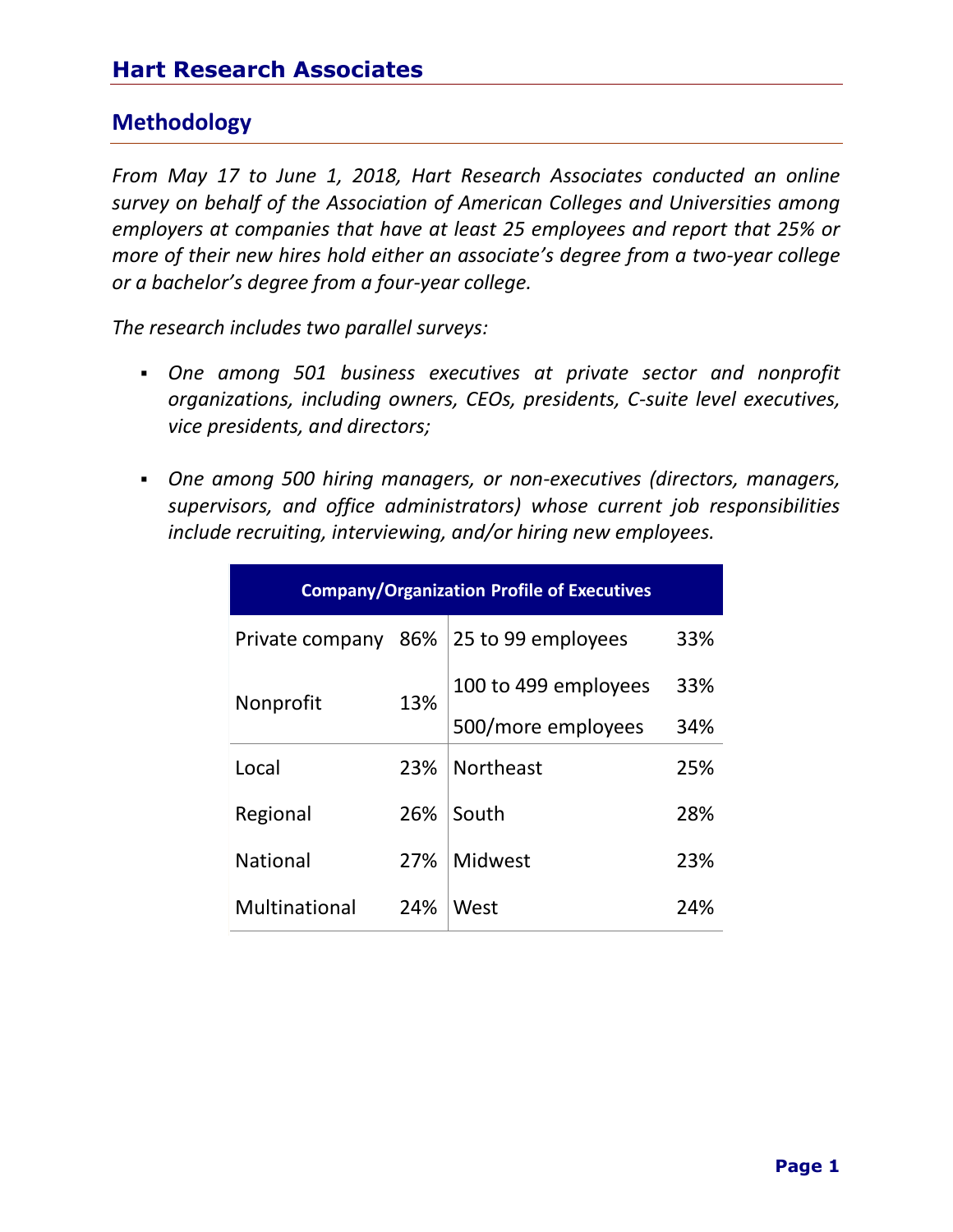## Methodology

*From May 17 to June 1, 2018, Hart Research Associates conducted an online survey on behalf of the Association of American Colleges and Universities among employers at companies that have at least 25 employees and report that 25% or more of their new hires hold either an associate's degree from a two-year college or a bachelor's degree from a four-year college.*

*The research includes two parallel surveys:*

- *One among 501 business executives at private sector and nonprofit organizations, including owners, CEOs, presidents, C-suite level executives, vice presidents, and directors;*
- *One among 500 hiring managers, or non-executives (directors, managers, supervisors, and office administrators) whose current job responsibilities include recruiting, interviewing, and/or hiring new employees.*

| Company/Organization Profile of Executives | | | |
|---|---|---|---|
| Private company | 86% | 25 to 99 employees | 33% |
| Nonprofit | 13% | 100 to 499 employees | 33% |
| | | 500/more employees | 34% |
| Local | 23% | Northeast | 25% |
| Regional | 26% | South | 28% |
| National | 27% | Midwest | 23% |
| Multinational | 24% | West | 24% |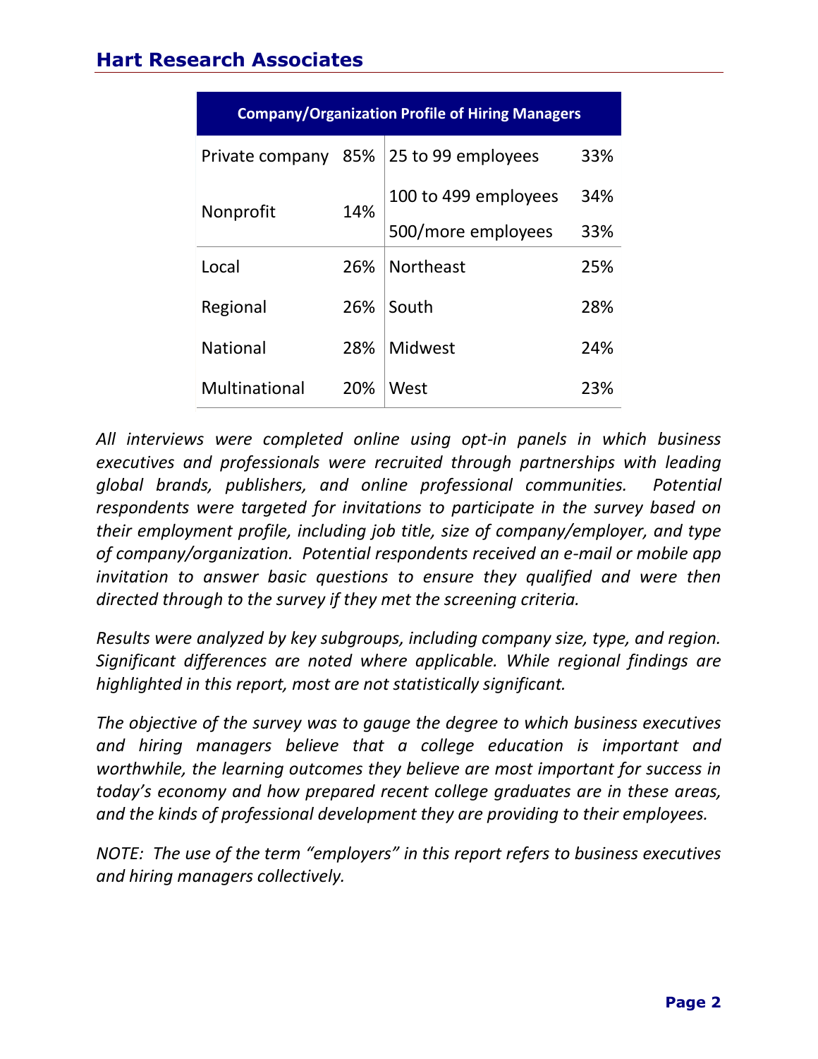| Company/Organization Profile of Hiring Managers | | | |
|---|---|---|---|
| Private company | 85% | 25 to 99 employees | 33% |
| Nonprofit | 14% | 100 to 499 employees | 34% |
| | | 500/more employees | 33% |
| Local | 26% | Northeast | 25% |
| Regional | 26% | South | 28% |
| National | 28% | Midwest | 24% |
| Multinational | 20% | West | 23% |

*All interviews were completed online using opt-in panels in which business executives and professionals were recruited through partnerships with leading global brands, publishers, and online professional communities. Potential respondents were targeted for invitations to participate in the survey based on their employment profile, including job title, size of company/employer, and type of company/organization. Potential respondents received an e-mail or mobile app invitation to answer basic questions to ensure they qualified and were then directed through to the survey if they met the screening criteria.*

*Results were analyzed by key subgroups, including company size, type, and region. Significant differences are noted where applicable. While regional findings are highlighted in this report, most are not statistically significant.*

*The objective of the survey was to gauge the degree to which business executives and hiring managers believe that a college education is important and worthwhile, the learning outcomes they believe are most important for success in today's economy and how prepared recent college graduates are in these areas, and the kinds of professional development they are providing to their employees.*

*NOTE: The use of the term "employers" in this report refers to business executives and hiring managers collectively.*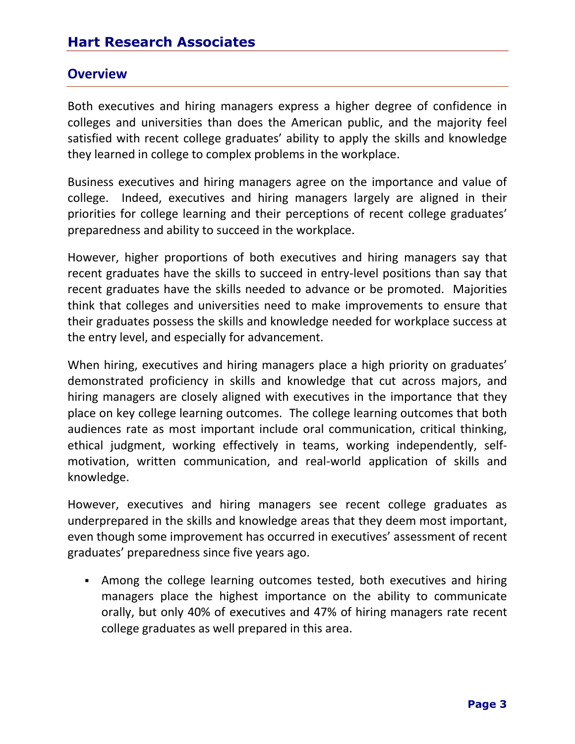## Overview

Both executives and hiring managers express a higher degree of confidence in colleges and universities than does the American public, and the majority feel satisfied with recent college graduates' ability to apply the skills and knowledge they learned in college to complex problems in the workplace.

Business executives and hiring managers agree on the importance and value of college. Indeed, executives and hiring managers largely are aligned in their priorities for college learning and their perceptions of recent college graduates' preparedness and ability to succeed in the workplace.

However, higher proportions of both executives and hiring managers say that recent graduates have the skills to succeed in entry-level positions than say that recent graduates have the skills needed to advance or be promoted. Majorities think that colleges and universities need to make improvements to ensure that their graduates possess the skills and knowledge needed for workplace success at the entry level, and especially for advancement.

When hiring, executives and hiring managers place a high priority on graduates' demonstrated proficiency in skills and knowledge that cut across majors, and hiring managers are closely aligned with executives in the importance that they place on key college learning outcomes. The college learning outcomes that both audiences rate as most important include oral communication, critical thinking, ethical judgment, working effectively in teams, working independently, self-motivation, written communication, and real-world application of skills and knowledge.

However, executives and hiring managers see recent college graduates as underprepared in the skills and knowledge areas that they deem most important, even though some improvement has occurred in executives' assessment of recent graduates' preparedness since five years ago.

- Among the college learning outcomes tested, both executives and hiring managers place the highest importance on the ability to communicate orally, but only 40% of executives and 47% of hiring managers rate recent college graduates as well prepared in this area.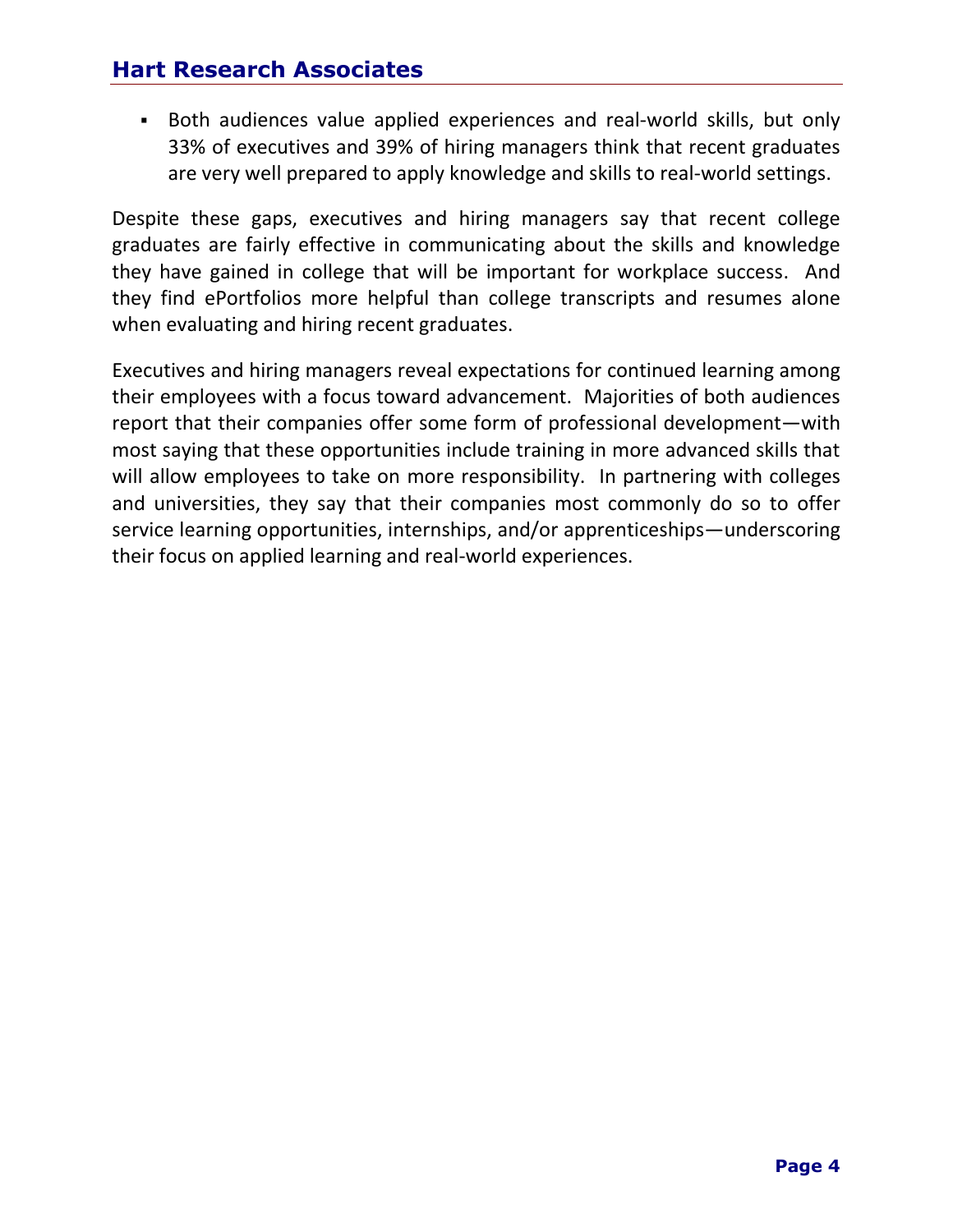- Both audiences value applied experiences and real-world skills, but only 33% of executives and 39% of hiring managers think that recent graduates are very well prepared to apply knowledge and skills to real-world settings.

Despite these gaps, executives and hiring managers say that recent college graduates are fairly effective in communicating about the skills and knowledge they have gained in college that will be important for workplace success. And they find ePortfolios more helpful than college transcripts and resumes alone when evaluating and hiring recent graduates.

Executives and hiring managers reveal expectations for continued learning among their employees with a focus toward advancement. Majorities of both audiences report that their companies offer some form of professional development—with most saying that these opportunities include training in more advanced skills that will allow employees to take on more responsibility. In partnering with colleges and universities, they say that their companies most commonly do so to offer service learning opportunities, internships, and/or apprenticeships—underscoring their focus on applied learning and real-world experiences.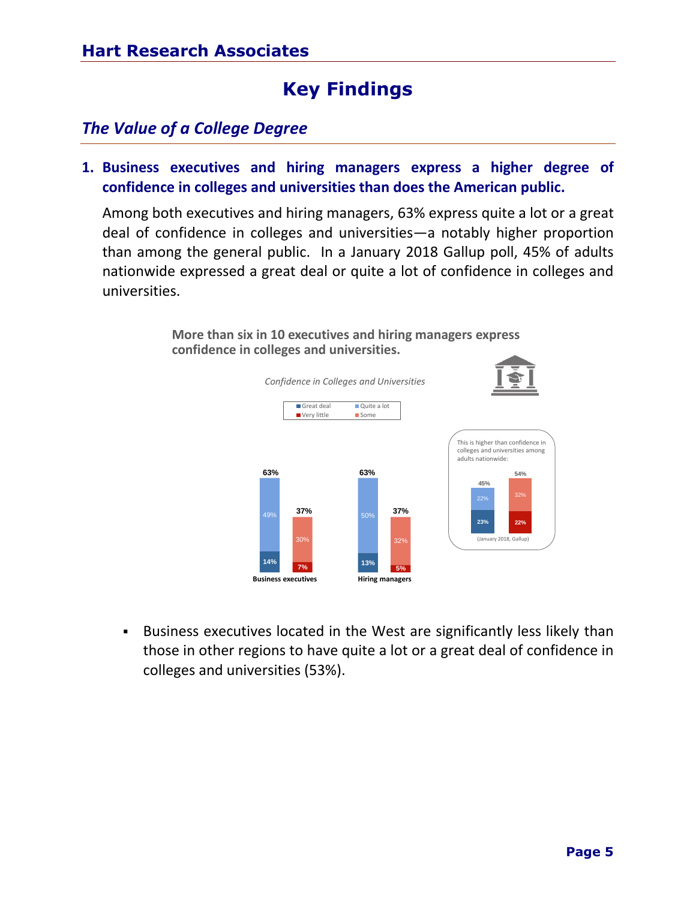# Key Findings

## *The Value of a College Degree*

**1. Business executives and hiring managers express a higher degree of confidence in colleges and universities than does the American public.**

Among both executives and hiring managers, 63% express quite a lot or a great deal of confidence in colleges and universities—a notably higher proportion than among the general public. In a January 2018 Gallup poll, 45% of adults nationwide expressed a great deal or quite a lot of confidence in colleges and universities.

**More than six in 10 executives and hiring managers express confidence in colleges and universities.**

*Confidence in Colleges and Universities*

Great deal
Quite a lot
Very little
Some

63%
49%
14%
37%
30%
7%
Business executives

63%
50%
13%
37%
32%
5%
Hiring managers

This is higher than confidence in colleges and universities among adults nationwide:

45%
22%
23%
54%
32%
22%
(January 2018, Gallup)

- Business executives located in the West are significantly less likely than those in other regions to have quite a lot or a great deal of confidence in colleges and universities (53%).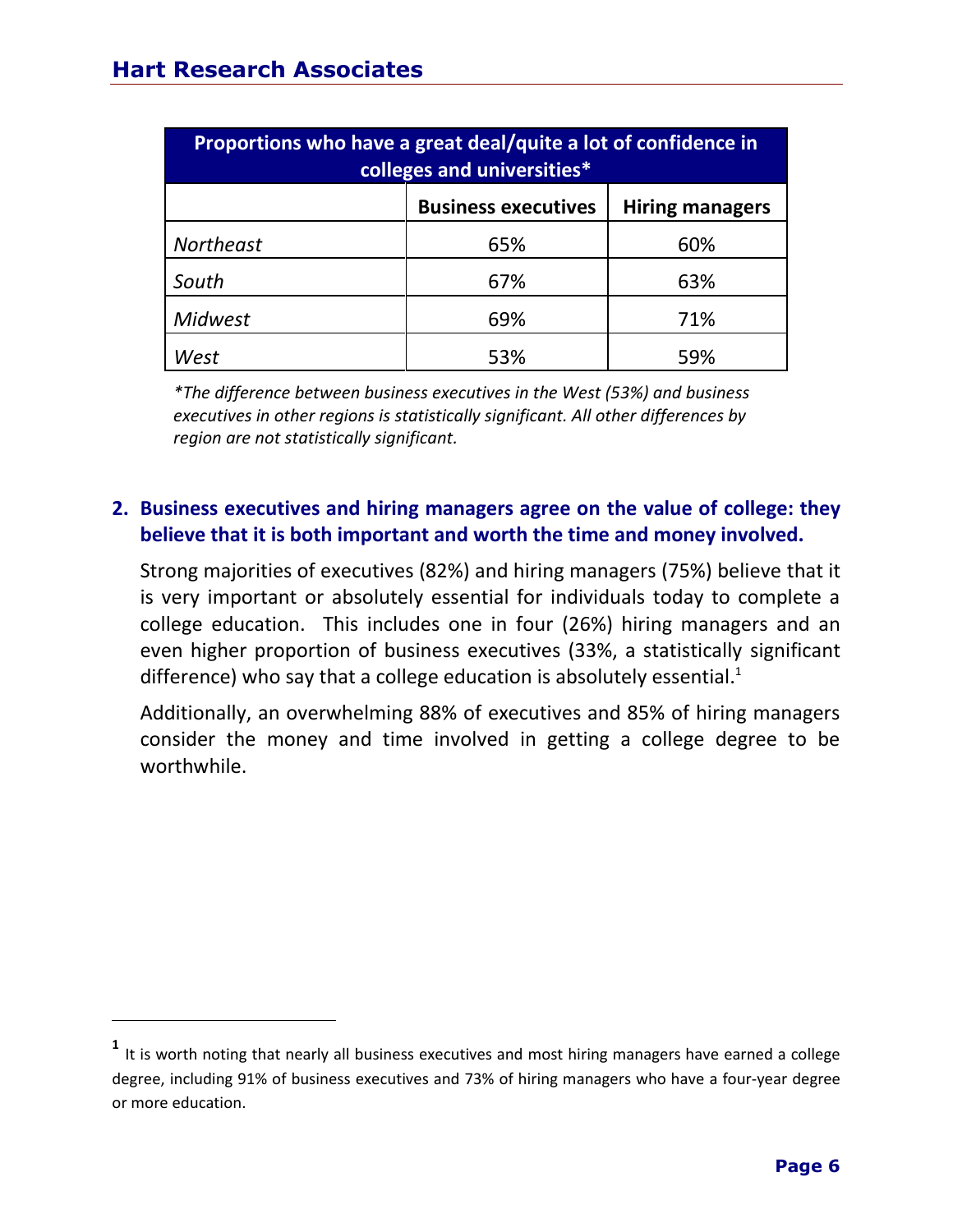| Proportions who have a great deal/quite a lot of confidence in colleges and universities* | | |
| --- | --- | --- |
| | **Business executives** | **Hiring managers** |
| *Northeast* | 65% | 60% |
| *South* | 67% | 63% |
| *Midwest* | 69% | 71% |
| *West* | 53% | 59% |

*\*The difference between business executives in the West (53%) and business executives in other regions is statistically significant. All other differences by region are not statistically significant.*

### 2. Business executives and hiring managers agree on the value of college: they believe that it is both important and worth the time and money involved.

Strong majorities of executives (82%) and hiring managers (75%) believe that it is very important or absolutely essential for individuals today to complete a college education. This includes one in four (26%) hiring managers and an even higher proportion of business executives (33%, a statistically significant difference) who say that a college education is absolutely essential.[1]

Additionally, an overwhelming 88% of executives and 85% of hiring managers consider the money and time involved in getting a college degree to be worthwhile.

---

[1] It is worth noting that nearly all business executives and most hiring managers have earned a college degree, including 91% of business executives and 73% of hiring managers who have a four-year degree or more education.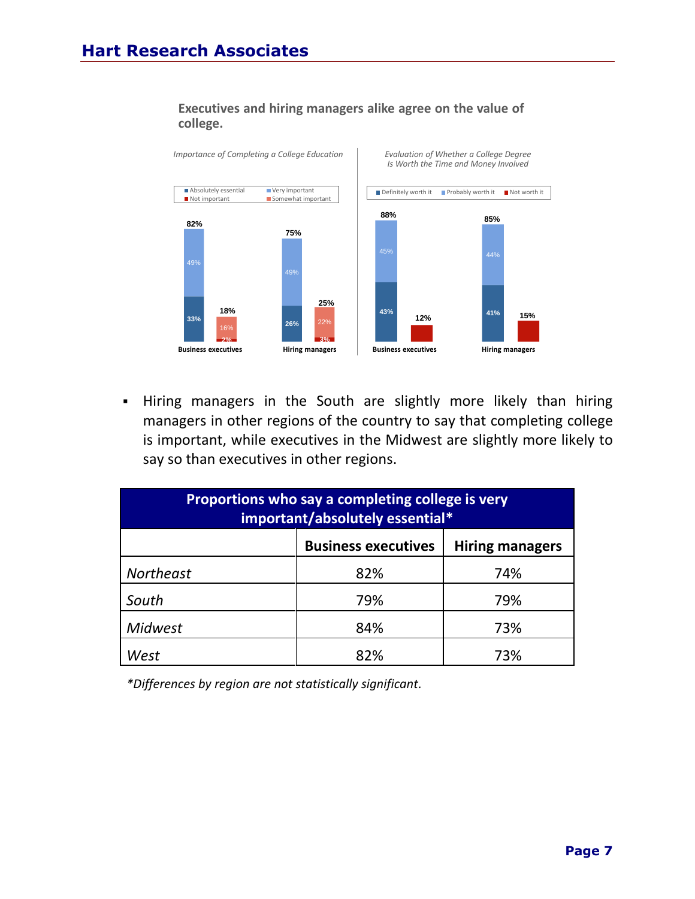**Executives and hiring managers alike agree on the value of college.**

*Importance of Completing a College Education*

Absolutely essential
Very important
Not important
Somewhat important

82%
49%
33%
18%
16%
2%
Business executives

75%
49%
26%
25%
22%
3%
Hiring managers

*Evaluation of Whether a College Degree Is Worth the Time and Money Involved*

Definitely worth it
Probably worth it
Not worth it

88%
45%
43%
12%
Business executives

85%
44%
41%
15%
Hiring managers

- Hiring managers in the South are slightly more likely than hiring managers in other regions of the country to say that completing college is important, while executives in the Midwest are slightly more likely to say so than executives in other regions.

| Proportions who say a completing college is very important/absolutely essential* | | |
|---|---|---|
| | **Business executives** | **Hiring managers** |
| *Northeast* | 82% | 74% |
| *South* | 79% | 79% |
| *Midwest* | 84% | 73% |
| *West* | 82% | 73% |

**Differences by region are not statistically significant.*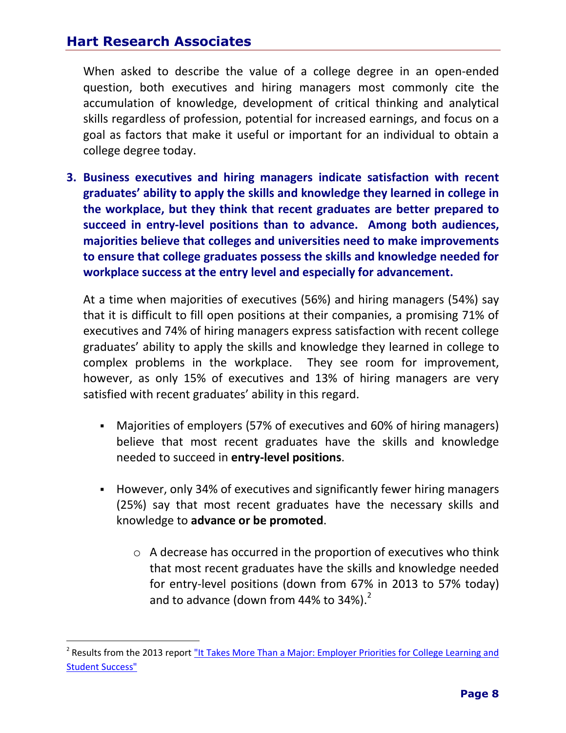When asked to describe the value of a college degree in an open-ended question, both executives and hiring managers most commonly cite the accumulation of knowledge, development of critical thinking and analytical skills regardless of profession, potential for increased earnings, and focus on a goal as factors that make it useful or important for an individual to obtain a college degree today.

**3. Business executives and hiring managers indicate satisfaction with recent graduates' ability to apply the skills and knowledge they learned in college in the workplace, but they think that recent graduates are better prepared to succeed in entry-level positions than to advance. Among both audiences, majorities believe that colleges and universities need to make improvements to ensure that college graduates possess the skills and knowledge needed for workplace success at the entry level and especially for advancement.**

At a time when majorities of executives (56%) and hiring managers (54%) say that it is difficult to fill open positions at their companies, a promising 71% of executives and 74% of hiring managers express satisfaction with recent college graduates' ability to apply the skills and knowledge they learned in college to complex problems in the workplace. They see room for improvement, however, as only 15% of executives and 13% of hiring managers are very satisfied with recent graduates' ability in this regard.

- Majorities of employers (57% of executives and 60% of hiring managers) believe that most recent graduates have the skills and knowledge needed to succeed in **entry-level positions**.
- However, only 34% of executives and significantly fewer hiring managers (25%) say that most recent graduates have the necessary skills and knowledge to **advance or be promoted**.
  - A decrease has occurred in the proportion of executives who think that most recent graduates have the skills and knowledge needed for entry-level positions (down from 67% in 2013 to 57% today) and to advance (down from 44% to 34%).[2]

[2] Results from the 2013 report "It Takes More Than a Major: Employer Priorities for College Learning and Student Success"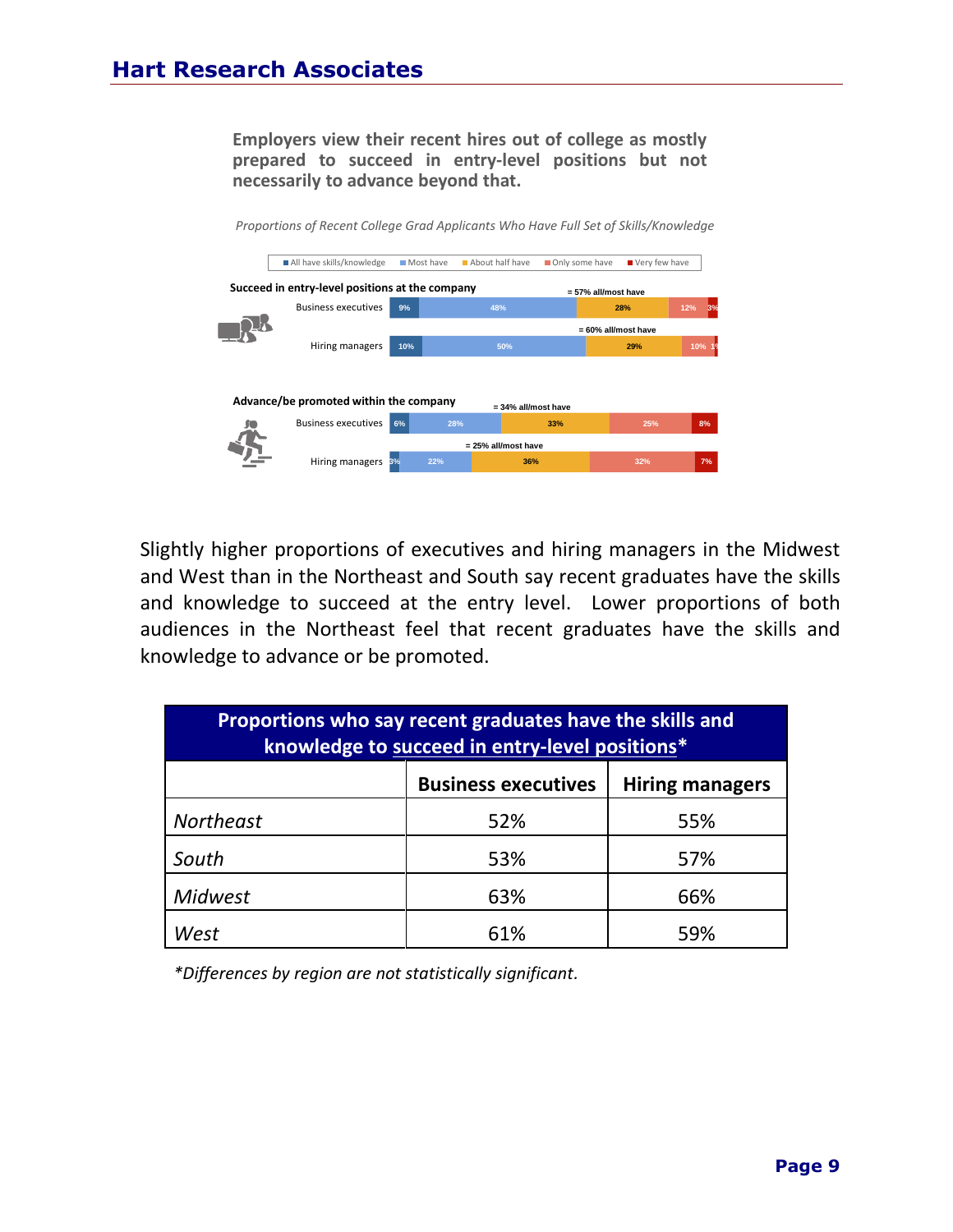**Employers view their recent hires out of college as mostly prepared to succeed in entry-level positions but not necessarily to advance beyond that.**

*Proportions of Recent College Grad Applicants Who Have Full Set of Skills/Knowledge*

All have skills/knowledge
Most have
About half have
Only some have
Very few have

**Succeed in entry-level positions at the company**

Business executives: 9% | 48% | 28% | 12% | 3% (= 57% all/most have)

Hiring managers: 10% | 50% | 29% | 10% | 1% (= 60% all/most have)

**Advance/be promoted within the company**

Business executives: 6% | 28% | 33% | 25% | 8% (= 34% all/most have)

Hiring managers: 3% | 22% | 36% | 32% | 7% (= 25% all/most have)

Slightly higher proportions of executives and hiring managers in the Midwest and West than in the Northeast and South say recent graduates have the skills and knowledge to succeed at the entry level. Lower proportions of both audiences in the Northeast feel that recent graduates have the skills and knowledge to advance or be promoted.

**Proportions who say recent graduates have the skills and knowledge to succeed in entry-level positions***

| | Business executives | Hiring managers |
|---|---|---|
| *Northeast* | 52% | 55% |
| *South* | 53% | 57% |
| *Midwest* | 63% | 66% |
| *West* | 61% | 59% |

**Differences by region are not statistically significant.*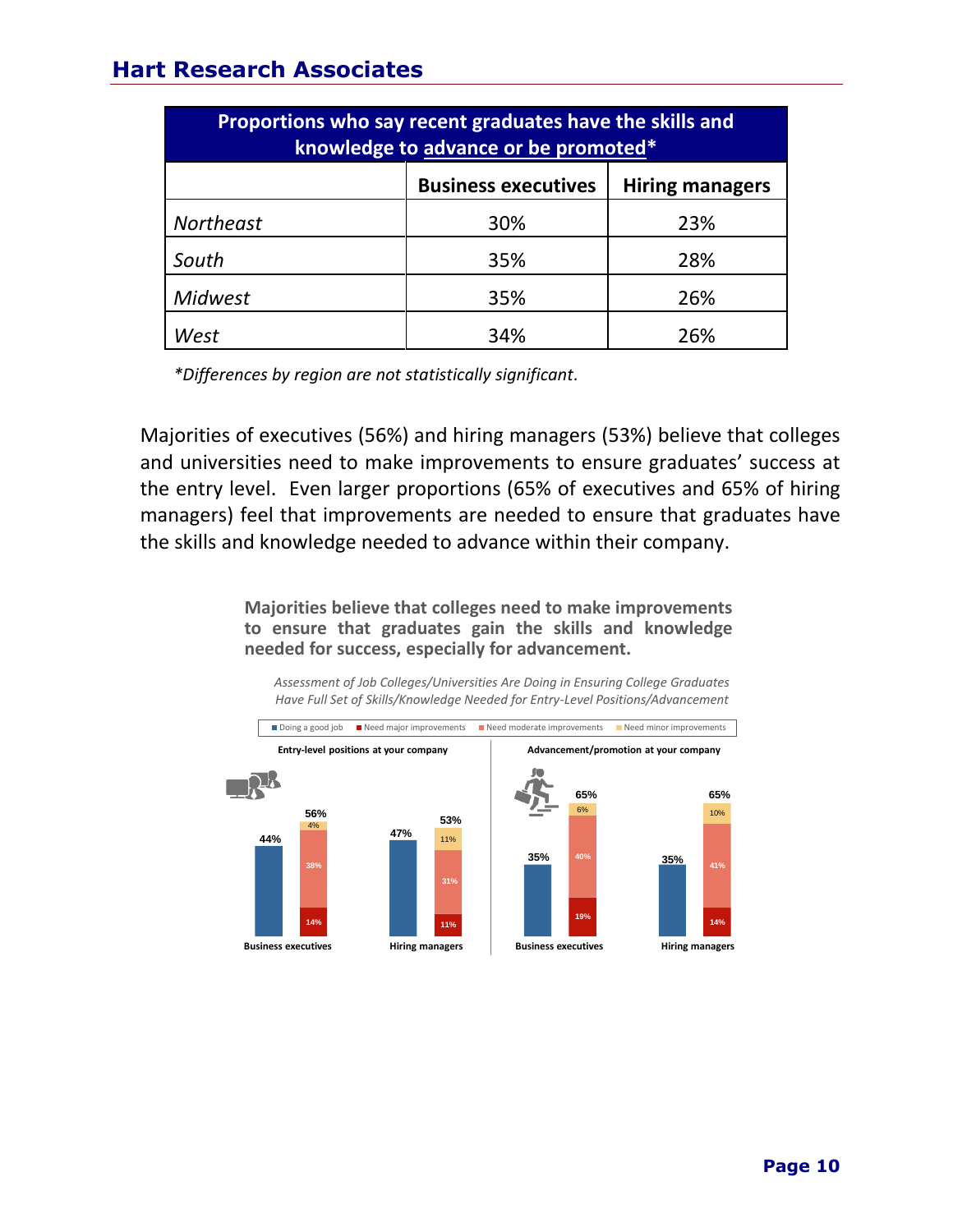| Proportions who say recent graduates have the skills and knowledge to advance or be promoted* | | |
|---|---|---|
| | **Business executives** | **Hiring managers** |
| *Northeast* | 30% | 23% |
| *South* | 35% | 28% |
| *Midwest* | 35% | 26% |
| *West* | 34% | 26% |

*\*Differences by region are not statistically significant.*

Majorities of executives (56%) and hiring managers (53%) believe that colleges and universities need to make improvements to ensure graduates' success at the entry level. Even larger proportions (65% of executives and 65% of hiring managers) feel that improvements are needed to ensure that graduates have the skills and knowledge needed to advance within their company.

**Majorities believe that colleges need to make improvements to ensure that graduates gain the skills and knowledge needed for success, especially for advancement.**

*Assessment of Job Colleges/Universities Are Doing in Ensuring College Graduates Have Full Set of Skills/Knowledge Needed for Entry-Level Positions/Advancement*

Doing a good job
Need major improvements
Need moderate improvements
Need minor improvements

Entry-level positions at your company

Business executives: 44%; 56% (14%, 38%, 4%)
Hiring managers: 47%; 53% (11%, 31%, 11%)

Advancement/promotion at your company

Business executives: 35%; 65% (19%, 40%, 6%)
Hiring managers: 35%; 65% (14%, 41%, 10%)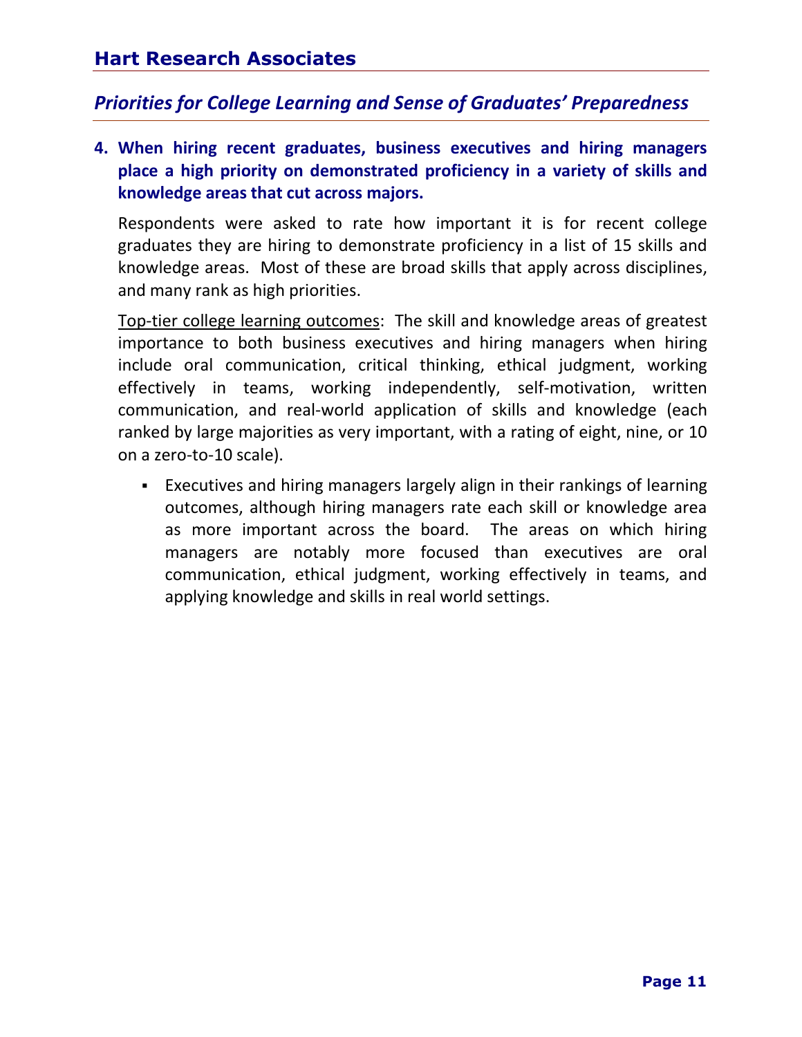## *Priorities for College Learning and Sense of Graduates' Preparedness*

**4. When hiring recent graduates, business executives and hiring managers place a high priority on demonstrated proficiency in a variety of skills and knowledge areas that cut across majors.**

Respondents were asked to rate how important it is for recent college graduates they are hiring to demonstrate proficiency in a list of 15 skills and knowledge areas. Most of these are broad skills that apply across disciplines, and many rank as high priorities.

Top-tier college learning outcomes: The skill and knowledge areas of greatest importance to both business executives and hiring managers when hiring include oral communication, critical thinking, ethical judgment, working effectively in teams, working independently, self-motivation, written communication, and real-world application of skills and knowledge (each ranked by large majorities as very important, with a rating of eight, nine, or 10 on a zero-to-10 scale).

- Executives and hiring managers largely align in their rankings of learning outcomes, although hiring managers rate each skill or knowledge area as more important across the board. The areas on which hiring managers are notably more focused than executives are oral communication, ethical judgment, working effectively in teams, and applying knowledge and skills in real world settings.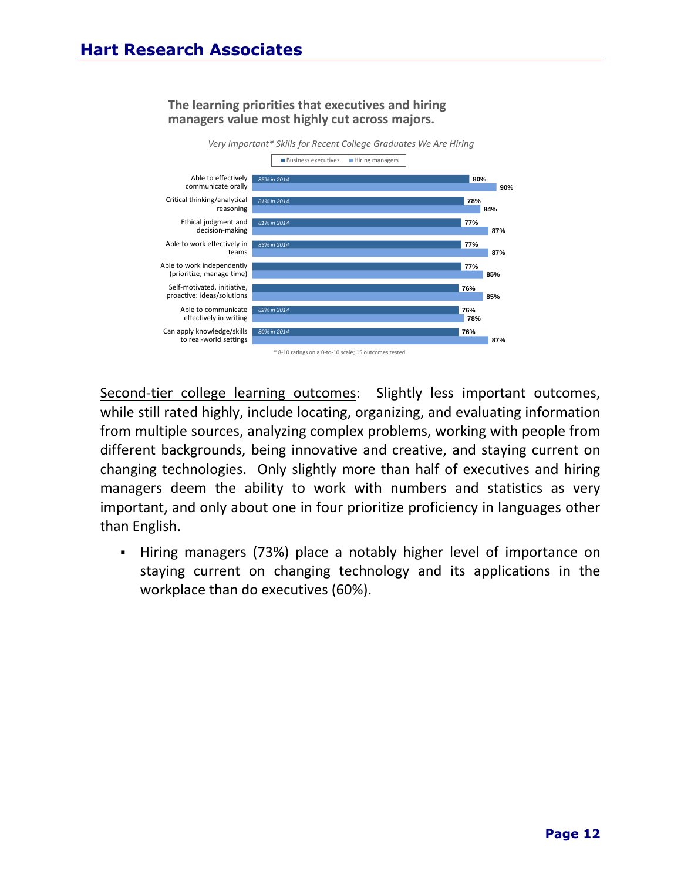**The learning priorities that executives and hiring managers value most highly cut across majors.**

*Very Important\* Skills for Recent College Graduates We Are Hiring*

Business executives
Hiring managers

Able to effectively communicate orally
85% in 2014
80%
90%

Critical thinking/analytical reasoning
81% in 2014
78%
84%

Ethical judgment and decision-making
81% in 2014
77%
87%

Able to work effectively in teams
83% in 2014
77%
87%

Able to work independently (prioritize, manage time)
77%
85%

Self-motivated, initiative, proactive: ideas/solutions
76%
85%

Able to communicate effectively in writing
82% in 2014
76%
78%

Can apply knowledge/skills to real-world settings
80% in 2014
76%
87%

\* 8-10 ratings on a 0-to-10 scale; 15 outcomes tested

<u>Second-tier college learning outcomes</u>: Slightly less important outcomes, while still rated highly, include locating, organizing, and evaluating information from multiple sources, analyzing complex problems, working with people from different backgrounds, being innovative and creative, and staying current on changing technologies. Only slightly more than half of executives and hiring managers deem the ability to work with numbers and statistics as very important, and only about one in four prioritize proficiency in languages other than English.

- Hiring managers (73%) place a notably higher level of importance on staying current on changing technology and its applications in the workplace than do executives (60%).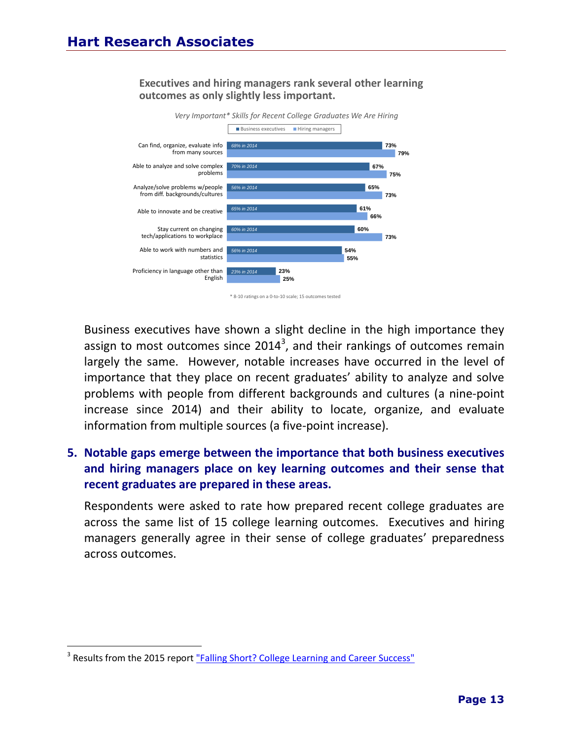Executes and hiring managers rank several other learning outcomes as only slightly less important.

*Very Important\* Skills for Recent College Graduates We Are Hiring*

Business executives
Hiring managers

Can find, organize, evaluate info from many sources
68% in 2014
73%
79%

Able to analyze and solve complex problems
70% in 2014
67%
75%

Analyze/solve problems w/people from diff. backgrounds/cultures
56% in 2014
65%
73%

Able to innovate and be creative
65% in 2014
61%
66%

Stay current on changing tech/applications to workplace
60% in 2014
60%
73%

Able to work with numbers and statistics
56% in 2014
54%
55%

Proficiency in language other than English
23% in 2014
23%
25%

\* 8-10 ratings on a 0-to-10 scale; 15 outcomes tested

Business executives have shown a slight decline in the high importance they assign to most outcomes since 2014[3], and their rankings of outcomes remain largely the same. However, notable increases have occurred in the level of importance that they place on recent graduates' ability to analyze and solve problems with people from different backgrounds and cultures (a nine-point increase since 2014) and their ability to locate, organize, and evaluate information from multiple sources (a five-point increase).

## 5. Notable gaps emerge between the importance that both business executives and hiring managers place on key learning outcomes and their sense that recent graduates are prepared in these areas.

Respondents were asked to rate how prepared recent college graduates are across the same list of 15 college learning outcomes. Executives and hiring managers generally agree in their sense of college graduates' preparedness across outcomes.

[3] Results from the 2015 report "Falling Short? College Learning and Career Success"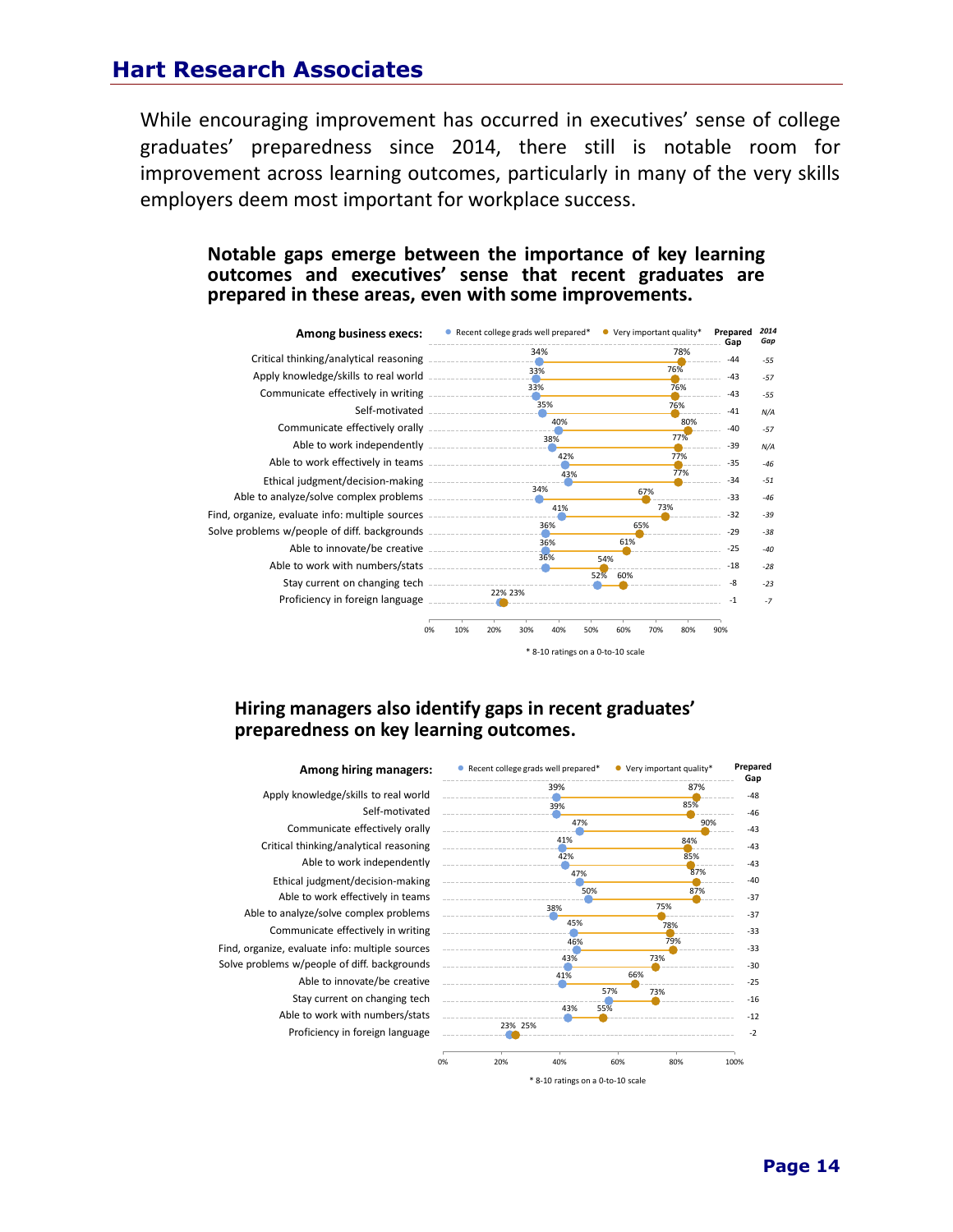While encouraging improvement has occurred in executives' sense of college graduates' preparedness since 2014, there still is notable room for improvement across learning outcomes, particularly in many of the very skills employers deem most important for workplace success.

### Notable gaps emerge between the importance of key learning outcomes and executives' sense that recent graduates are prepared in these areas, even with some improvements.

Among business execs:

Recent college grads well prepared* | Very important quality* | Prepared Gap | 2014 Gap

Critical thinking/analytical reasoning 34% 78% -44 -55
Apply knowledge/skills to real world 33% 76% -43 -57
Communicate effectively in writing 33% 76% -43 -55
Self-motivated 35% 76% -41 N/A
Communicate effectively orally 40% 80% -40 -57
Able to work independently 38% 77% -39 N/A
Able to work effectively in teams 42% 77% -35 -46
Ethical judgment/decision-making 43% 77% -34 -51
Able to analyze/solve complex problems 34% 67% -33 -46
Find, organize, evaluate info: multiple sources 41% 73% -32 -39
Solve problems w/people of diff. backgrounds 36% 65% -29 -38
Able to innovate/be creative 36% 61% -25 -40
Able to work with numbers/stats 36% 54% -18 -28
Stay current on changing tech 52% 60% -8 -23
Proficiency in foreign language 22% 23% -1 -7

0% 10% 20% 30% 40% 50% 60% 70% 80% 90%

\* 8-10 ratings on a 0-to-10 scale

### Hiring managers also identify gaps in recent graduates' preparedness on key learning outcomes.

Among hiring managers:

Recent college grads well prepared* | Very important quality* | Prepared Gap

Apply knowledge/skills to real world 39% 87% -48
Self-motivated 39% 85% -46
Communicate effectively orally 47% 90% -43
Critical thinking/analytical reasoning 41% 84% -43
Able to work independently 42% 85% -43
Ethical judgment/decision-making 47% 87% -40
Able to work effectively in teams 50% 87% -37
Able to analyze/solve complex problems 38% 75% -37
Communicate effectively in writing 45% 78% -33
Find, organize, evaluate info: multiple sources 46% 79% -33
Solve problems w/people of diff. backgrounds 43% 73% -30
Able to innovate/be creative 41% 66% -25
Stay current on changing tech 57% 73% -16
Able to work with numbers/stats 43% 55% -12
Proficiency in foreign language 23% 25% -2

0% 20% 40% 60% 80% 100%

\* 8-10 ratings on a 0-to-10 scale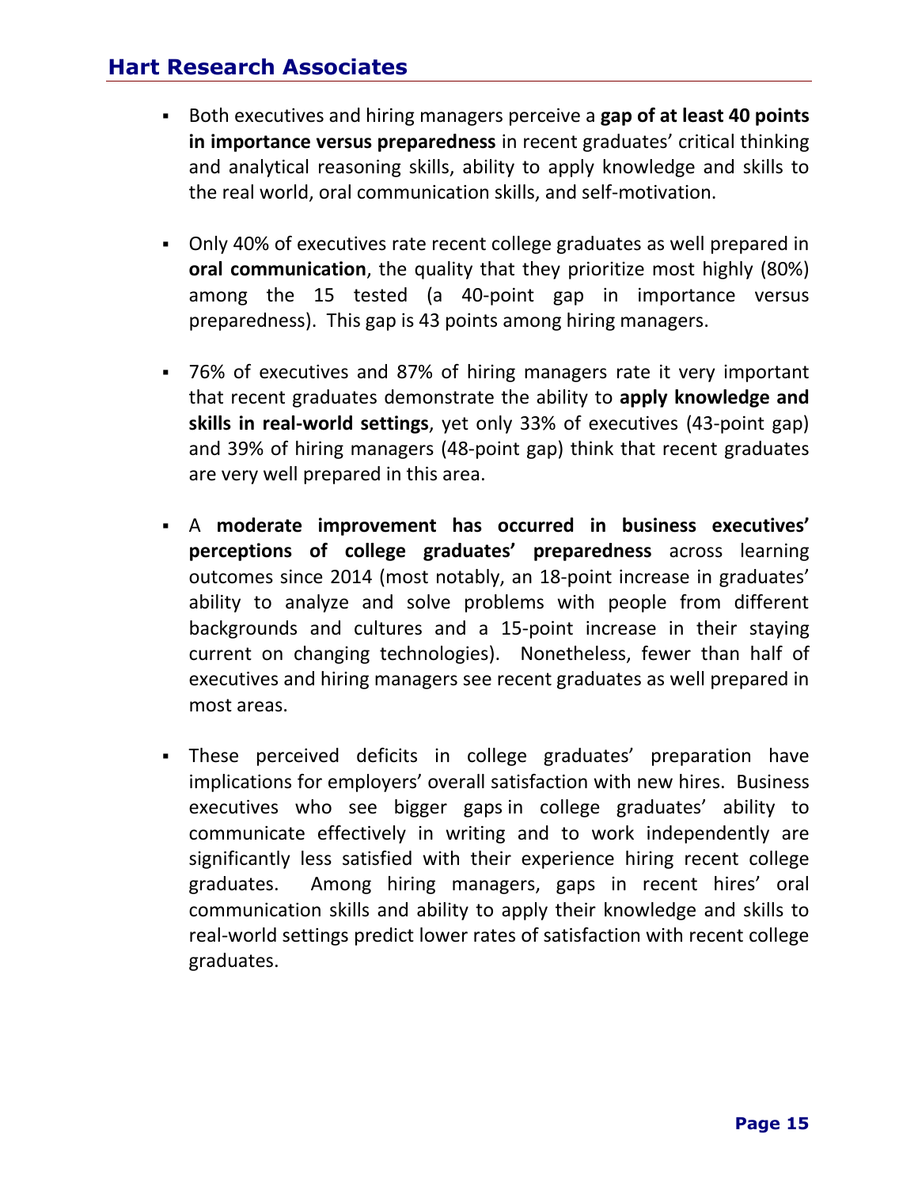- Both executives and hiring managers perceive a **gap of at least 40 points in importance versus preparedness** in recent graduates' critical thinking and analytical reasoning skills, ability to apply knowledge and skills to the real world, oral communication skills, and self-motivation.

- Only 40% of executives rate recent college graduates as well prepared in **oral communication**, the quality that they prioritize most highly (80%) among the 15 tested (a 40-point gap in importance versus preparedness). This gap is 43 points among hiring managers.

- 76% of executives and 87% of hiring managers rate it very important that recent graduates demonstrate the ability to **apply knowledge and skills in real-world settings**, yet only 33% of executives (43-point gap) and 39% of hiring managers (48-point gap) think that recent graduates are very well prepared in this area.

- A **moderate improvement has occurred in business executives' perceptions of college graduates' preparedness** across learning outcomes since 2014 (most notably, an 18-point increase in graduates' ability to analyze and solve problems with people from different backgrounds and cultures and a 15-point increase in their staying current on changing technologies). Nonetheless, fewer than half of executives and hiring managers see recent graduates as well prepared in most areas.

- These perceived deficits in college graduates' preparation have implications for employers' overall satisfaction with new hires. Business executives who see bigger gaps in college graduates' ability to communicate effectively in writing and to work independently are significantly less satisfied with their experience hiring recent college graduates. Among hiring managers, gaps in recent hires' oral communication skills and ability to apply their knowledge and skills to real-world settings predict lower rates of satisfaction with recent college graduates.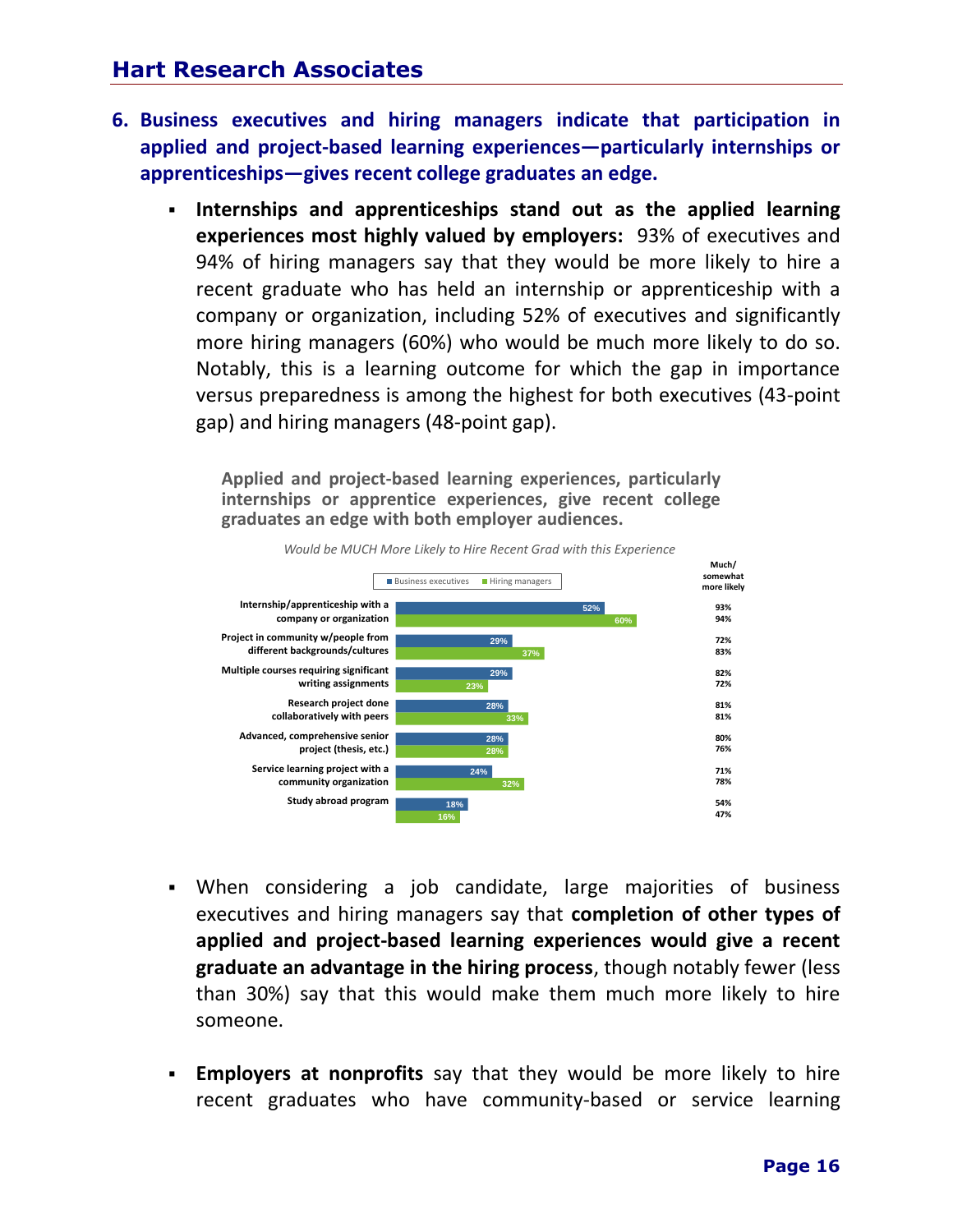6. **Business executives and hiring managers indicate that participation in applied and project-based learning experiences—particularly internships or apprenticeships—gives recent college graduates an edge.**

   - **Internships and apprenticeships stand out as the applied learning experiences most highly valued by employers:** 93% of executives and 94% of hiring managers say that they would be more likely to hire a recent graduate who has held an internship or apprenticeship with a company or organization, including 52% of executives and significantly more hiring managers (60%) who would be much more likely to do so. Notably, this is a learning outcome for which the gap in importance versus preparedness is among the highest for both executives (43-point gap) and hiring managers (48-point gap).

**Applied and project-based learning experiences, particularly internships or apprentice experiences, give recent college graduates an edge with both employer audiences.**

*Would be MUCH More Likely to Hire Recent Grad with this Experience*

Business executives
Hiring managers

Much/ somewhat more likely

Internship/apprenticeship with a company or organization
52%
60%
93%
94%

Project in community w/people from different backgrounds/cultures
29%
37%
72%
83%

Multiple courses requiring significant writing assignments
29%
23%
82%
72%

Research project done collaboratively with peers
28%
33%
81%
81%

Advanced, comprehensive senior project (thesis, etc.)
28%
28%
80%
76%

Service learning project with a community organization
24%
32%
71%
78%

Study abroad program
18%
16%
54%
47%

   - When considering a job candidate, large majorities of business executives and hiring managers say that **completion of other types of applied and project-based learning experiences would give a recent graduate an advantage in the hiring process**, though notably fewer (less than 30%) say that this would make them much more likely to hire someone.

   - **Employers at nonprofits** say that they would be more likely to hire recent graduates who have community-based or service learning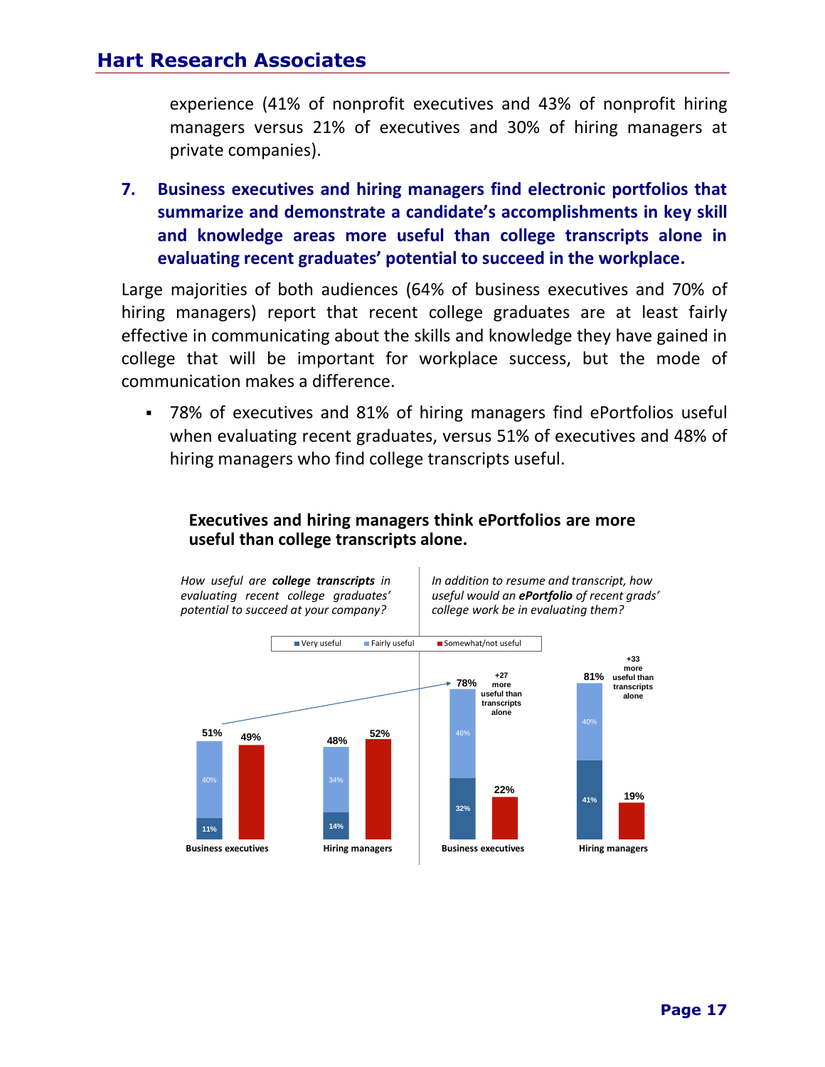experience (41% of nonprofit executives and 43% of nonprofit hiring managers versus 21% of executives and 30% of hiring managers at private companies).

7. **Business executives and hiring managers find electronic portfolios that summarize and demonstrate a candidate's accomplishments in key skill and knowledge areas more useful than college transcripts alone in evaluating recent graduates' potential to succeed in the workplace.**

Large majorities of both audiences (64% of business executives and 70% of hiring managers) report that recent college graduates are at least fairly effective in communicating about the skills and knowledge they have gained in college that will be important for workplace success, but the mode of communication makes a difference.

- 78% of executives and 81% of hiring managers find ePortfolios useful when evaluating recent graduates, versus 51% of executives and 48% of hiring managers who find college transcripts useful.

**Executives and hiring managers think ePortfolios are more useful than college transcripts alone.**

*How useful are **college transcripts** in evaluating recent college graduates' potential to succeed at your company?*

*In addition to resume and transcript, how useful would an **ePortfolio** of recent grads' college work be in evaluating them?*

Very useful
Fairly useful
Somewhat/not useful

Business executives
51%
40%
11%
49%

Hiring managers
48%
34%
14%
52%

Business executives
78%
46%
32%
22%
+27 more useful than transcripts alone

Hiring managers
81%
40%
41%
19%
+33 more useful than transcripts alone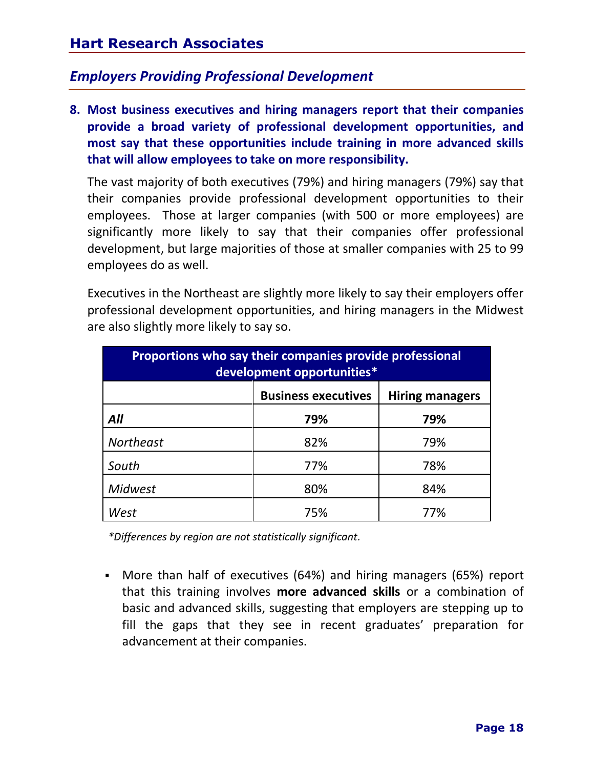## *Employers Providing Professional Development*

**8. Most business executives and hiring managers report that their companies provide a broad variety of professional development opportunities, and most say that these opportunities include training in more advanced skills that will allow employees to take on more responsibility.**

The vast majority of both executives (79%) and hiring managers (79%) say that their companies provide professional development opportunities to their employees. Those at larger companies (with 500 or more employees) are significantly more likely to say that their companies offer professional development, but large majorities of those at smaller companies with 25 to 99 employees do as well.

Executives in the Northeast are slightly more likely to say their employers offer professional development opportunities, and hiring managers in the Midwest are also slightly more likely to say so.

| Proportions who say their companies provide professional development opportunities* | | |
|---|---|---|
| | **Business executives** | **Hiring managers** |
| ***All*** | **79%** | **79%** |
| *Northeast* | 82% | 79% |
| *South* | 77% | 78% |
| *Midwest* | 80% | 84% |
| *West* | 75% | 77% |

*\*Differences by region are not statistically significant.*

- More than half of executives (64%) and hiring managers (65%) report that this training involves **more advanced skills** or a combination of basic and advanced skills, suggesting that employers are stepping up to fill the gaps that they see in recent graduates' preparation for advancement at their companies.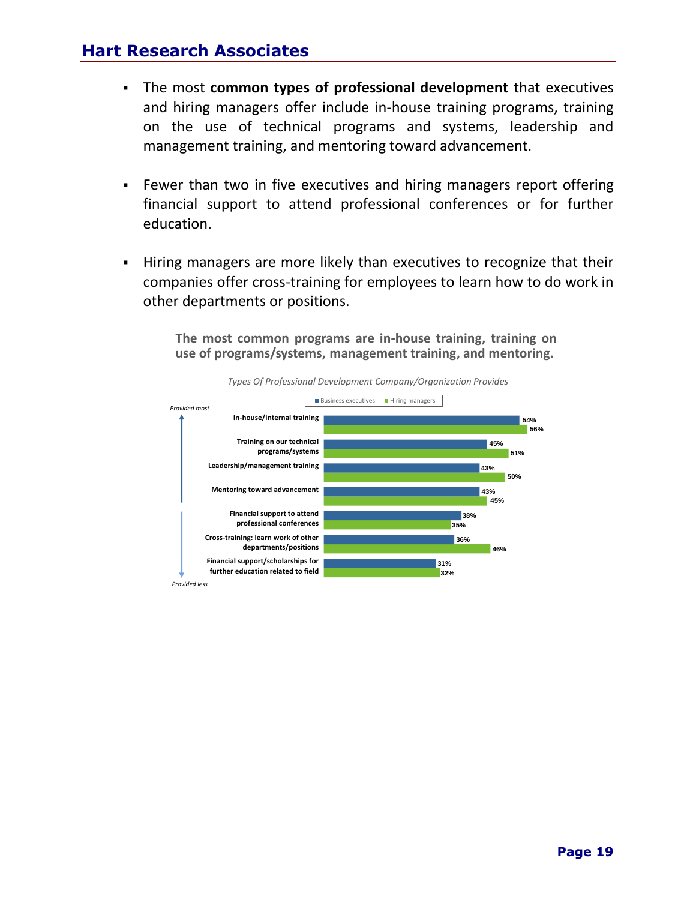- The most **common types of professional development** that executives and hiring managers offer include in-house training programs, training on the use of technical programs and systems, leadership and management training, and mentoring toward advancement.

- Fewer than two in five executives and hiring managers report offering financial support to attend professional conferences or for further education.

- Hiring managers are more likely than executives to recognize that their companies offer cross-training for employees to learn how to do work in other departments or positions.

**The most common programs are in-house training, training on use of programs/systems, management training, and mentoring.**

*Types Of Professional Development Company/Organization Provides*

Business executives
Hiring managers

*Provided most*

In-house/internal training
54%
56%

Training on our technical programs/systems
45%
51%

Leadership/management training
43%
50%

Mentoring toward advancement
43%
45%

Financial support to attend professional conferences
38%
35%

Cross-training: learn work of other departments/positions
36%
46%

Financial support/scholarships for further education related to field
31%
32%

*Provided less*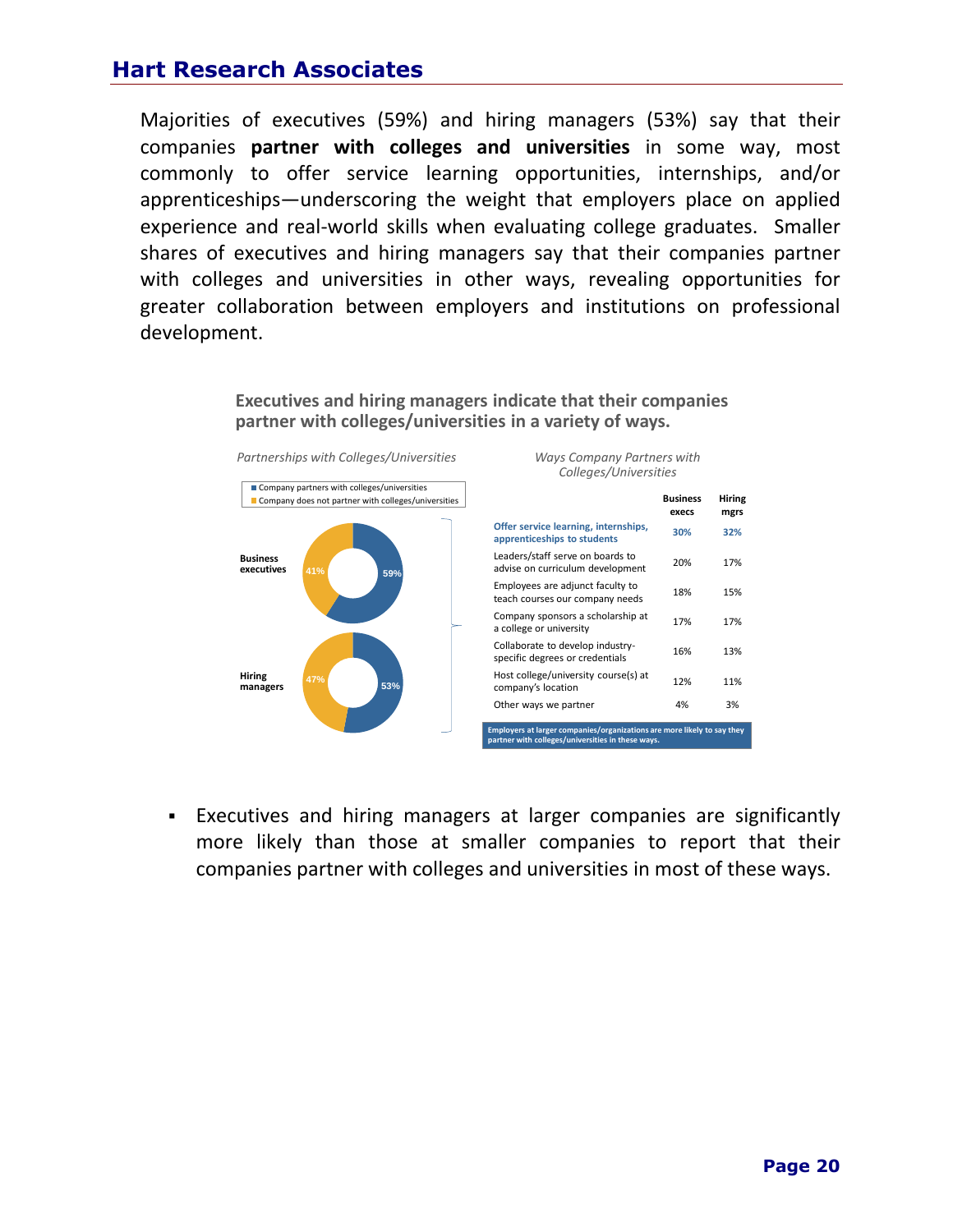Majorities of executives (59%) and hiring managers (53%) say that their companies **partner with colleges and universities** in some way, most commonly to offer service learning opportunities, internships, and/or apprenticeships—underscoring the weight that employers place on applied experience and real-world skills when evaluating college graduates. Smaller shares of executives and hiring managers say that their companies partner with colleges and universities in other ways, revealing opportunities for greater collaboration between employers and institutions on professional development.

**Executives and hiring managers indicate that their companies partner with colleges/universities in a variety of ways.**

*Partnerships with Colleges/Universities*

Company partners with colleges/universities
Company does not partner with colleges/universities

Business executives: 59%, 41%

Hiring managers: 53%, 47%

*Ways Company Partners with Colleges/Universities*

| | Business execs | Hiring mgrs |
|---|---|---|
| **Offer service learning, internships, apprenticeships to students** | **30%** | **32%** |
| Leaders/staff serve on boards to advise on curriculum development | 20% | 17% |
| Employees are adjunct faculty to teach courses our company needs | 18% | 15% |
| Company sponsors a scholarship at a college or university | 17% | 17% |
| Collaborate to develop industry-specific degrees or credentials | 16% | 13% |
| Host college/university course(s) at company's location | 12% | 11% |
| Other ways we partner | 4% | 3% |

**Employers at larger companies/organizations are more likely to say they partner with colleges/universities in these ways.**

- Executives and hiring managers at larger companies are significantly more likely than those at smaller companies to report that their companies partner with colleges and universities in most of these ways.